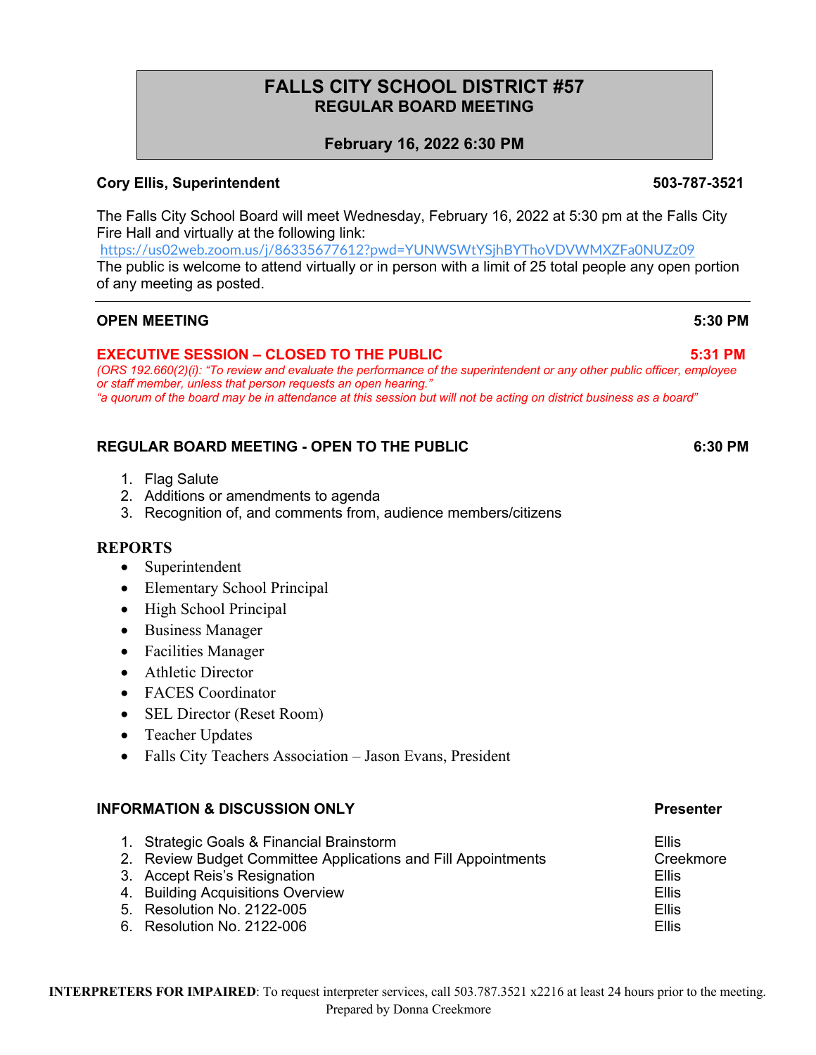# FALLS CITY SCHOOL DISTRICT #57
## REGULAR BOARD MEETING

**February 16, 2022 6:30 PM**

**Cory Ellis, Superintendent** **503-787-3521**

The Falls City School Board will meet Wednesday, February 16, 2022 at 5:30 pm at the Falls City Fire Hall and virtually at the following link:
https://us02web.zoom.us/j/86335677612?pwd=YUNWSWtYSjhBYThoVDVWMXZFa0NUZz09
The public is welcome to attend virtually or in person with a limit of 25 total people any open portion of any meeting as posted.

---

**OPEN MEETING** **5:30 PM**

**EXECUTIVE SESSION – CLOSED TO THE PUBLIC** **5:31 PM**
*(ORS 192.660(2)(i): "To review and evaluate the performance of the superintendent or any other public officer, employee or staff member, unless that person requests an open hearing."*
*"a quorum of the board may be in attendance at this session but will not be acting on district business as a board"*

**REGULAR BOARD MEETING - OPEN TO THE PUBLIC** **6:30 PM**

1. Flag Salute
2. Additions or amendments to agenda
3. Recognition of, and comments from, audience members/citizens

**REPORTS**

- Superintendent
- Elementary School Principal
- High School Principal
- Business Manager
- Facilities Manager
- Athletic Director
- FACES Coordinator
- SEL Director (Reset Room)
- Teacher Updates
- Falls City Teachers Association – Jason Evans, President

**INFORMATION & DISCUSSION ONLY** **Presenter**

1. Strategic Goals & Financial Brainstorm — Ellis
2. Review Budget Committee Applications and Fill Appointments — Creekmore
3. Accept Reis's Resignation — Ellis
4. Building Acquisitions Overview — Ellis
5. Resolution No. 2122-005 — Ellis
6. Resolution No. 2122-006 — Ellis

**INTERPRETERS FOR IMPAIRED**: To request interpreter services, call 503.787.3521 x2216 at least 24 hours prior to the meeting.
Prepared by Donna Creekmore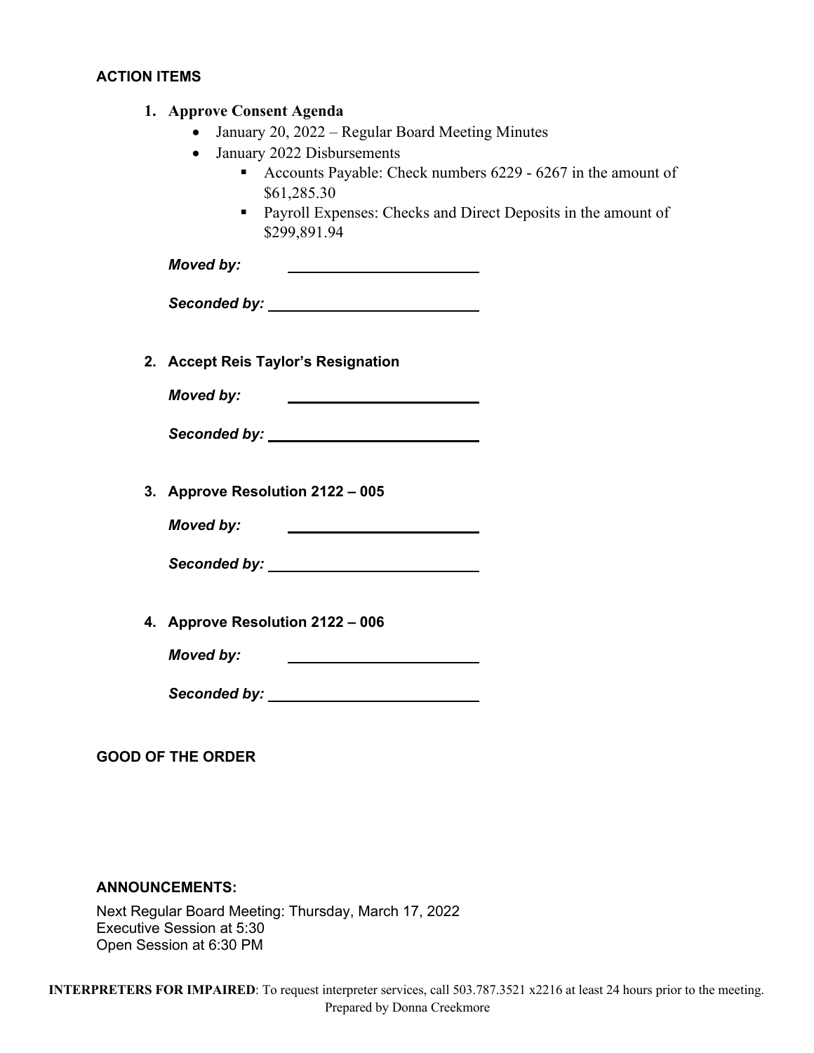## ACTION ITEMS

1. **Approve Consent Agenda**
   - January 20, 2022 – Regular Board Meeting Minutes
   - January 2022 Disbursements
     - Accounts Payable: Check numbers 6229 - 6267 in the amount of $61,285.30
     - Payroll Expenses: Checks and Direct Deposits in the amount of $299,891.94

   ***Moved by:*** ________________________

   ***Seconded by:*** ________________________

2. **Accept Reis Taylor's Resignation**

   ***Moved by:*** ________________________

   ***Seconded by:*** ________________________

3. **Approve Resolution 2122 – 005**

   ***Moved by:*** ________________________

   ***Seconded by:*** ________________________

4. **Approve Resolution 2122 – 006**

   ***Moved by:*** ________________________

   ***Seconded by:*** ________________________

## GOOD OF THE ORDER

## ANNOUNCEMENTS:

Next Regular Board Meeting: Thursday, March 17, 2022
Executive Session at 5:30
Open Session at 6:30 PM

**INTERPRETERS FOR IMPAIRED**: To request interpreter services, call 503.787.3521 x2216 at least 24 hours prior to the meeting.

Prepared by Donna Creekmore